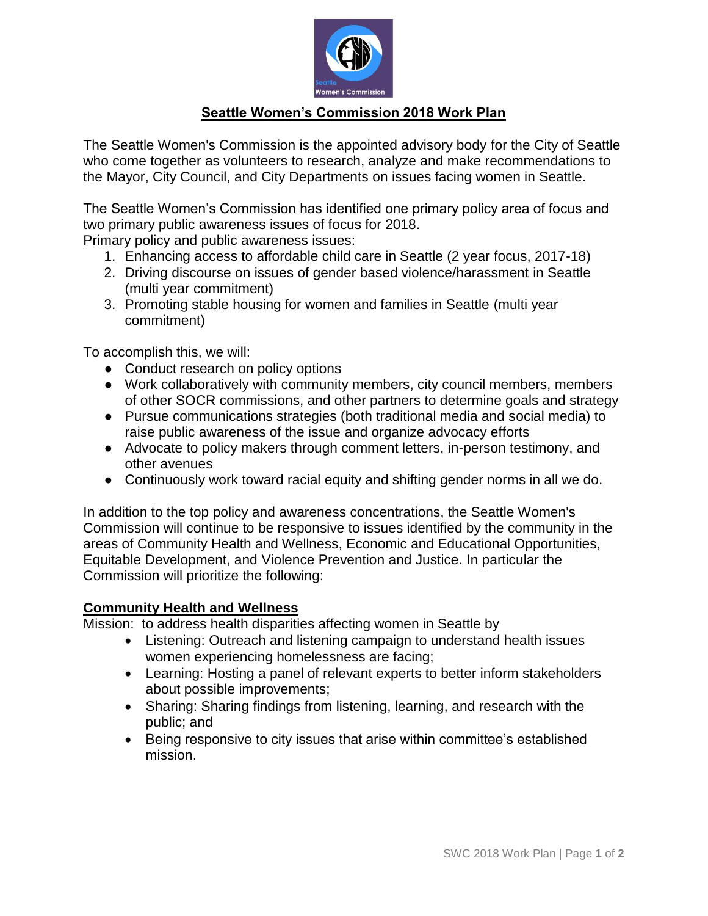# Seattle Women's Commission 2018 Work Plan

The Seattle Women's Commission is the appointed advisory body for the City of Seattle who come together as volunteers to research, analyze and make recommendations to the Mayor, City Council, and City Departments on issues facing women in Seattle.

The Seattle Women's Commission has identified one primary policy area of focus and two primary public awareness issues of focus for 2018.
Primary policy and public awareness issues:

1. Enhancing access to affordable child care in Seattle (2 year focus, 2017-18)
2. Driving discourse on issues of gender based violence/harassment in Seattle (multi year commitment)
3. Promoting stable housing for women and families in Seattle (multi year commitment)

To accomplish this, we will:

- Conduct research on policy options
- Work collaboratively with community members, city council members, members of other SOCR commissions, and other partners to determine goals and strategy
- Pursue communications strategies (both traditional media and social media) to raise public awareness of the issue and organize advocacy efforts
- Advocate to policy makers through comment letters, in-person testimony, and other avenues
- Continuously work toward racial equity and shifting gender norms in all we do.

In addition to the top policy and awareness concentrations, the Seattle Women's Commission will continue to be responsive to issues identified by the community in the areas of Community Health and Wellness, Economic and Educational Opportunities, Equitable Development, and Violence Prevention and Justice. In particular the Commission will prioritize the following:

## Community Health and Wellness

Mission: to address health disparities affecting women in Seattle by

- Listening: Outreach and listening campaign to understand health issues women experiencing homelessness are facing;
- Learning: Hosting a panel of relevant experts to better inform stakeholders about possible improvements;
- Sharing: Sharing findings from listening, learning, and research with the public; and
- Being responsive to city issues that arise within committee's established mission.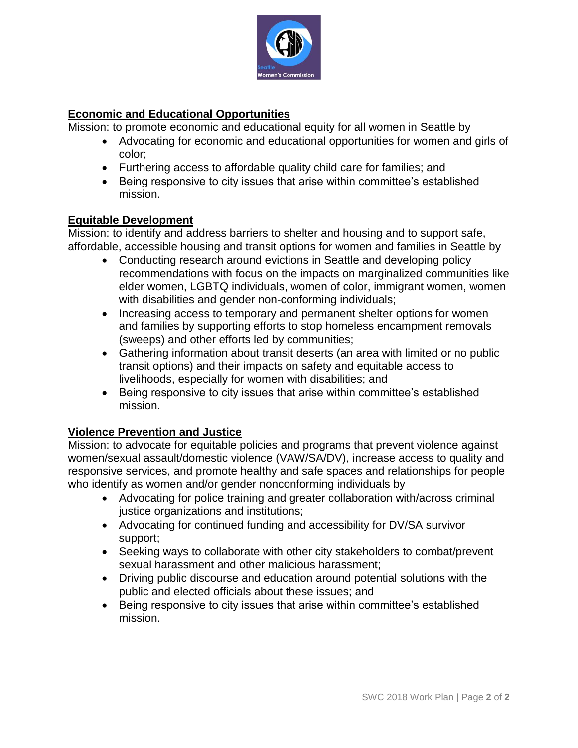## Economic and Educational Opportunities

Mission: to promote economic and educational equity for all women in Seattle by

- Advocating for economic and educational opportunities for women and girls of color;
- Furthering access to affordable quality child care for families; and
- Being responsive to city issues that arise within committee's established mission.

## Equitable Development

Mission: to identify and address barriers to shelter and housing and to support safe, affordable, accessible housing and transit options for women and families in Seattle by

- Conducting research around evictions in Seattle and developing policy recommendations with focus on the impacts on marginalized communities like elder women, LGBTQ individuals, women of color, immigrant women, women with disabilities and gender non-conforming individuals;
- Increasing access to temporary and permanent shelter options for women and families by supporting efforts to stop homeless encampment removals (sweeps) and other efforts led by communities;
- Gathering information about transit deserts (an area with limited or no public transit options) and their impacts on safety and equitable access to livelihoods, especially for women with disabilities; and
- Being responsive to city issues that arise within committee's established mission.

## Violence Prevention and Justice

Mission: to advocate for equitable policies and programs that prevent violence against women/sexual assault/domestic violence (VAW/SA/DV), increase access to quality and responsive services, and promote healthy and safe spaces and relationships for people who identify as women and/or gender nonconforming individuals by

- Advocating for police training and greater collaboration with/across criminal justice organizations and institutions;
- Advocating for continued funding and accessibility for DV/SA survivor support;
- Seeking ways to collaborate with other city stakeholders to combat/prevent sexual harassment and other malicious harassment;
- Driving public discourse and education around potential solutions with the public and elected officials about these issues; and
- Being responsive to city issues that arise within committee's established mission.